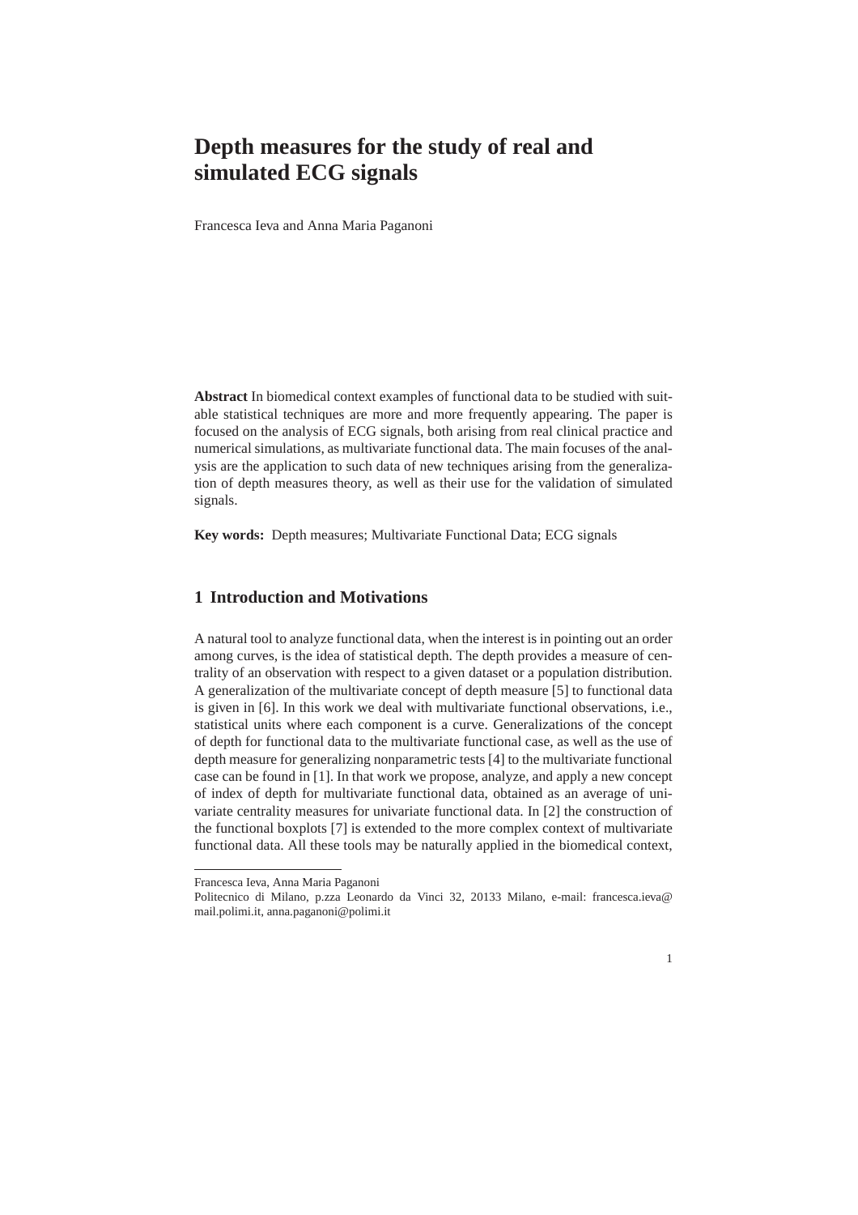# Depth measures for the study of real and simulated ECG signals

Francesca Ieva and Anna Maria Paganoni

**Abstract** In biomedical context examples of functional data to be studied with suitable statistical techniques are more and more frequently appearing. The paper is focused on the analysis of ECG signals, both arising from real clinical practice and numerical simulations, as multivariate functional data. The main focuses of the analysis are the application to such data of new techniques arising from the generalization of depth measures theory, as well as their use for the validation of simulated signals.

**Key words:** Depth measures; Multivariate Functional Data; ECG signals

## 1 Introduction and Motivations

A natural tool to analyze functional data, when the interest is in pointing out an order among curves, is the idea of statistical depth. The depth provides a measure of centrality of an observation with respect to a given dataset or a population distribution. A generalization of the multivariate concept of depth measure [5] to functional data is given in [6]. In this work we deal with multivariate functional observations, i.e., statistical units where each component is a curve. Generalizations of the concept of depth for functional data to the multivariate functional case, as well as the use of depth measure for generalizing nonparametric tests [4] to the multivariate functional case can be found in [1]. In that work we propose, analyze, and apply a new concept of index of depth for multivariate functional data, obtained as an average of univariate centrality measures for univariate functional data. In [2] the construction of the functional boxplots [7] is extended to the more complex context of multivariate functional data. All these tools may be naturally applied in the biomedical context,

---

Francesca Ieva, Anna Maria Paganoni
Politecnico di Milano, p.zza Leonardo da Vinci 32, 20133 Milano, e-mail: francesca.ieva@mail.polimi.it, anna.paganoni@polimi.it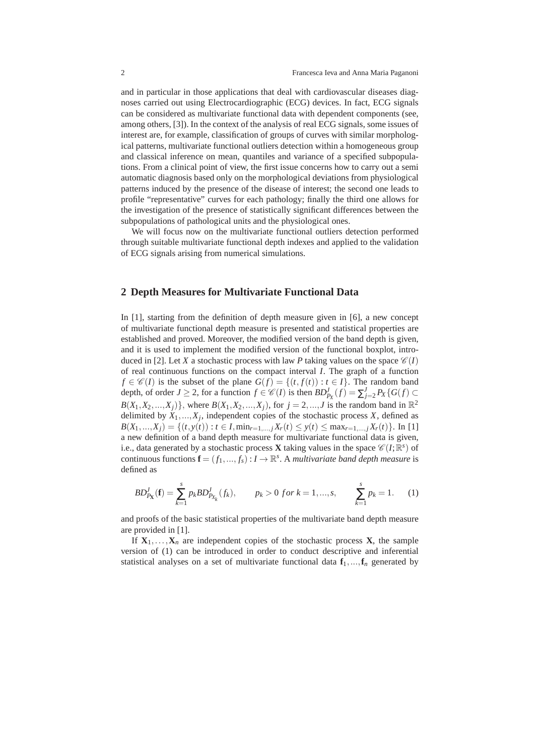and in particular in those applications that deal with cardiovascular diseases diagnoses carried out using Electrocardiographic (ECG) devices. In fact, ECG signals can be considered as multivariate functional data with dependent components (see, among others, [3]). In the context of the analysis of real ECG signals, some issues of interest are, for example, classification of groups of curves with similar morphological patterns, multivariate functional outliers detection within a homogeneous group and classical inference on mean, quantiles and variance of a specified subpopulations. From a clinical point of view, the first issue concerns how to carry out a semi automatic diagnosis based only on the morphological deviations from physiological patterns induced by the presence of the disease of interest; the second one leads to profile "representative" curves for each pathology; finally the third one allows for the investigation of the presence of statistically significant differences between the subpopulations of pathological units and the physiological ones.

We will focus now on the multivariate functional outliers detection performed through suitable multivariate functional depth indexes and applied to the validation of ECG signals arising from numerical simulations.

## 2 Depth Measures for Multivariate Functional Data

In [1], starting from the definition of depth measure given in [6], a new concept of multivariate functional depth measure is presented and statistical properties are established and proved. Moreover, the modified version of the band depth is given, and it is used to implement the modified version of the functional boxplot, introduced in [2]. Let $X$ a stochastic process with law $P$ taking values on the space $\mathscr{C}(I)$ of real continuous functions on the compact interval $I$. The graph of a function $f \in \mathscr{C}(I)$ is the subset of the plane $G(f) = \{(t, f(t)) : t \in I\}$. The random band depth, of order $J \geq 2$, for a function $f \in \mathscr{C}(I)$ is then $BD^J_{P_X}(f) = \sum_{j=2}^{J} P_X\{G(f) \subset B(X_1, X_2, ..., X_j)\}$, where $B(X_1, X_2, ..., X_j)$, for $j = 2, ..., J$ is the random band in $\mathbb{R}^2$ delimited by $X_1, ..., X_j$, independent copies of the stochastic process $X$, defined as $B(X_1, ..., X_j) = \{(t, y(t)) : t \in I, \min_{r=1,...,j} X_r(t) \leq y(t) \leq \max_{r=1,...,j} X_r(t)\}$. In [1] a new definition of a band depth measure for multivariate functional data is given, i.e., data generated by a stochastic process $\mathbf{X}$ taking values in the space $\mathscr{C}(I; \mathbb{R}^s)$ of continuous functions $\mathbf{f} = (f_1, ..., f_s) : I \to \mathbb{R}^s$. A *multivariate band depth measure* is defined as

$$BD^J_{P_{\mathbf{X}}}(\mathbf{f}) = \sum_{k=1}^{s} p_k BD^J_{P_{X_k}}(f_k), \qquad p_k > 0 \ for\ k = 1, ..., s, \qquad \sum_{k=1}^{s} p_k = 1. \tag{1}$$

and proofs of the basic statistical properties of the multivariate band depth measure are provided in [1].

If $\mathbf{X}_1, \ldots, \mathbf{X}_n$ are independent copies of the stochastic process $\mathbf{X}$, the sample version of (1) can be introduced in order to conduct descriptive and inferential statistical analyses on a set of multivariate functional data $\mathbf{f}_1, ..., \mathbf{f}_n$ generated by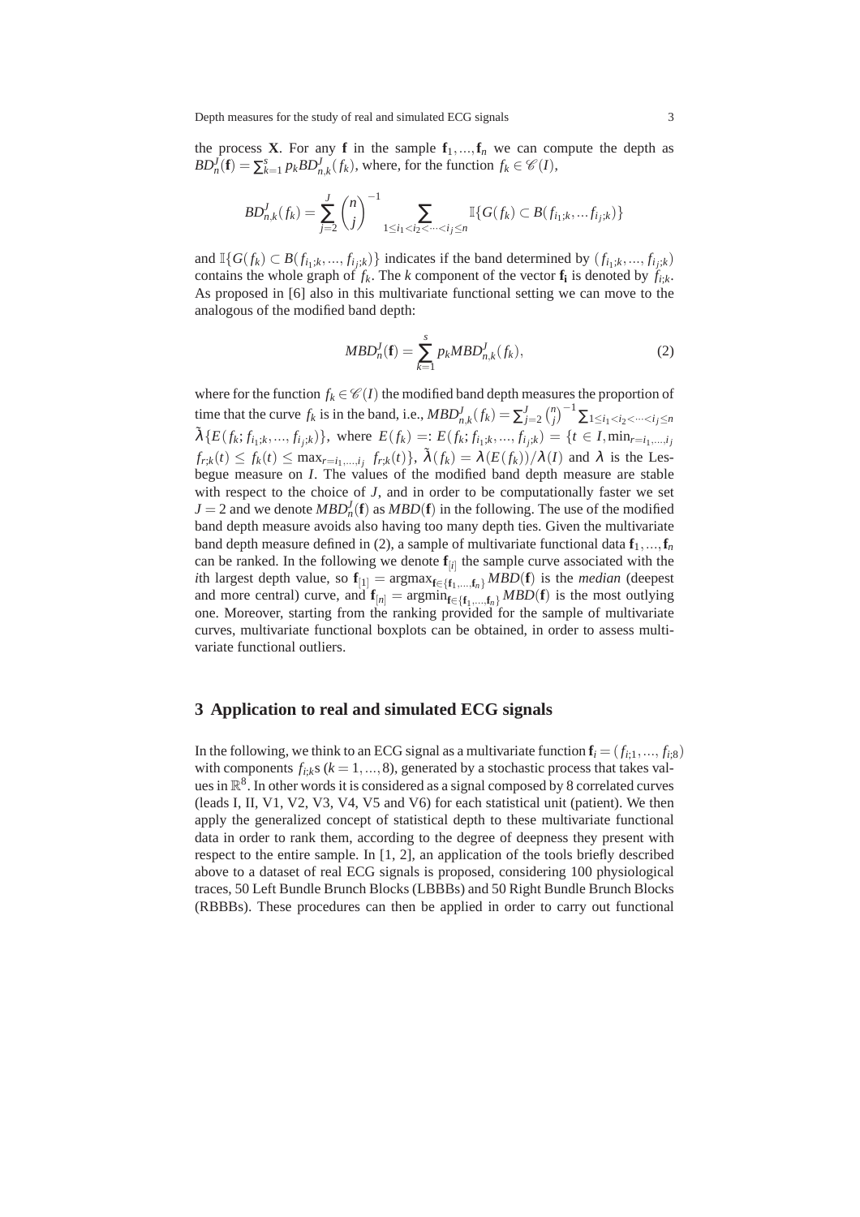the process $\mathbf{X}$. For any $\mathbf{f}$ in the sample $\mathbf{f}_1, ..., \mathbf{f}_n$ we can compute the depth as $BD_n^J(\mathbf{f}) = \sum_{k=1}^{s} p_k BD_{n,k}^J(f_k)$, where, for the function $f_k \in \mathscr{C}(I)$,

$$BD_{n,k}^J(f_k) = \sum_{j=2}^{J} \binom{n}{j}^{-1} \sum_{1 \le i_1 < i_2 < \cdots < i_j \le n} \mathbb{I}\{G(f_k) \subset B(f_{i_1;k}, \ldots f_{i_j;k})\}$$

and $\mathbb{I}\{G(f_k) \subset B(f_{i_1;k}, ..., f_{i_j;k})\}$ indicates if the band determined by $(f_{i_1;k}, ..., f_{i_j;k})$ contains the whole graph of $f_k$. The $k$ component of the vector $\mathbf{f_i}$ is denoted by $f_{i;k}$. As proposed in [6] also in this multivariate functional setting we can move to the analogous of the modified band depth:

$$MBD_n^J(\mathbf{f}) = \sum_{k=1}^{s} p_k MBD_{n,k}^J(f_k), \tag{2}$$

where for the function $f_k \in \mathscr{C}(I)$ the modified band depth measures the proportion of time that the curve $f_k$ is in the band, i.e., $MBD_{n,k}^J(f_k) = \sum_{j=2}^{J} \binom{n}{j}^{-1} \sum_{1 \le i_1 < i_2 < \cdots < i_j \le n}$ $\tilde{\lambda}\{E(f_k; f_{i_1;k}, ..., f_{i_j;k})\}$, where $E(f_k) =: E(f_k; f_{i_1;k}, ..., f_{i_j;k}) = \{t \in I, \min_{r=i_1,...,i_j} f_{r;k}(t) \le f_k(t) \le \max_{r=i_1,...,i_j} f_{r;k}(t)\}$, $\tilde{\lambda}(f_k) = \lambda(E(f_k))/\lambda(I)$ and $\lambda$ is the Lesbegue measure on $I$. The values of the modified band depth measure are stable with respect to the choice of $J$, and in order to be computationally faster we set $J = 2$ and we denote $MBD_n^J(\mathbf{f})$ as $MBD(\mathbf{f})$ in the following. The use of the modified band depth measure avoids also having too many depth ties. Given the multivariate band depth measure defined in (2), a sample of multivariate functional data $\mathbf{f}_1, ..., \mathbf{f}_n$ can be ranked. In the following we denote $\mathbf{f}_{[i]}$ the sample curve associated with the $i$th largest depth value, so $\mathbf{f}_{[1]} = \text{argmax}_{\mathbf{f} \in \{\mathbf{f}_1,...,\mathbf{f}_n\}} MBD(\mathbf{f})$ is the *median* (deepest and more central) curve, and $\mathbf{f}_{[n]} = \text{argmin}_{\mathbf{f} \in \{\mathbf{f}_1,...,\mathbf{f}_n\}} MBD(\mathbf{f})$ is the most outlying one. Moreover, starting from the ranking provided for the sample of multivariate curves, multivariate functional boxplots can be obtained, in order to assess multivariate functional outliers.

## 3 Application to real and simulated ECG signals

In the following, we think to an ECG signal as a multivariate function $\mathbf{f}_i = (f_{i;1}, ..., f_{i;8})$ with components $f_{i;k}$s $(k = 1, ..., 8)$, generated by a stochastic process that takes values in $\mathbb{R}^8$. In other words it is considered as a signal composed by 8 correlated curves (leads I, II, V1, V2, V3, V4, V5 and V6) for each statistical unit (patient). We then apply the generalized concept of statistical depth to these multivariate functional data in order to rank them, according to the degree of deepness they present with respect to the entire sample. In [1, 2], an application of the tools briefly described above to a dataset of real ECG signals is proposed, considering 100 physiological traces, 50 Left Bundle Brunch Blocks (LBBBs) and 50 Right Bundle Brunch Blocks (RBBBs). These procedures can then be applied in order to carry out functional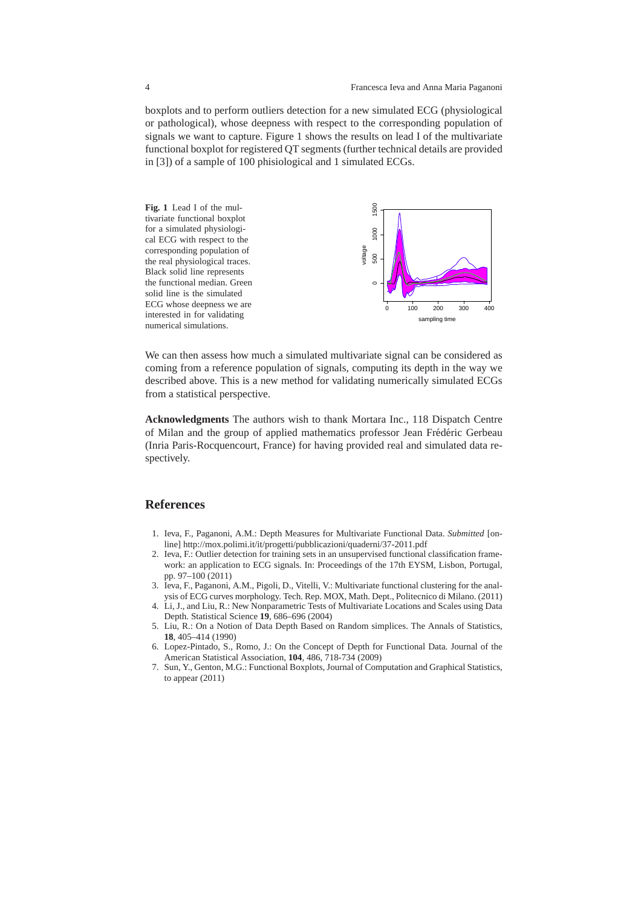boxplots and to perform outliers detection for a new simulated ECG (physiological or pathological), whose deepness with respect to the corresponding population of signals we want to capture. Figure 1 shows the results on lead I of the multivariate functional boxplot for registered QT segments (further technical details are provided in [3]) of a sample of 100 phisiological and 1 simulated ECGs.

voltage
1500
1000
500
0
0
100
200
300
400
sampling time

**Fig. 1** Lead I of the multivariate functional boxplot for a simulated physiological ECG with respect to the corresponding population of the real physiological traces. Black solid line represents the functional median. Green solid line is the simulated ECG whose deepness we are interested in for validating numerical simulations.

We can then assess how much a simulated multivariate signal can be considered as coming from a reference population of signals, computing its depth in the way we described above. This is a new method for validating numerically simulated ECGs from a statistical perspective.

**Acknowledgments** The authors wish to thank Mortara Inc., 118 Dispatch Centre of Milan and the group of applied mathematics professor Jean Frédéric Gerbeau (Inria Paris-Rocquencourt, France) for having provided real and simulated data respectively.

## References

1. Ieva, F., Paganoni, A.M.: Depth Measures for Multivariate Functional Data. *Submitted* [online] http://mox.polimi.it/it/progetti/pubblicazioni/quaderni/37-2011.pdf
2. Ieva, F.: Outlier detection for training sets in an unsupervised functional classification framework: an application to ECG signals. In: Proceedings of the 17th EYSM, Lisbon, Portugal, pp. 97–100 (2011)
3. Ieva, F., Paganoni, A.M., Pigoli, D., Vitelli, V.: Multivariate functional clustering for the analysis of ECG curves morphology. Tech. Rep. MOX, Math. Dept., Politecnico di Milano. (2011)
4. Li, J., and Liu, R.: New Nonparametric Tests of Multivariate Locations and Scales using Data Depth. Statistical Science **19**, 686–696 (2004)
5. Liu, R.: On a Notion of Data Depth Based on Random simplices. The Annals of Statistics, **18**, 405–414 (1990)
6. Lopez-Pintado, S., Romo, J.: On the Concept of Depth for Functional Data. Journal of the American Statistical Association, **104**, 486, 718-734 (2009)
7. Sun, Y., Genton, M.G.: Functional Boxplots, Journal of Computation and Graphical Statistics, to appear (2011)